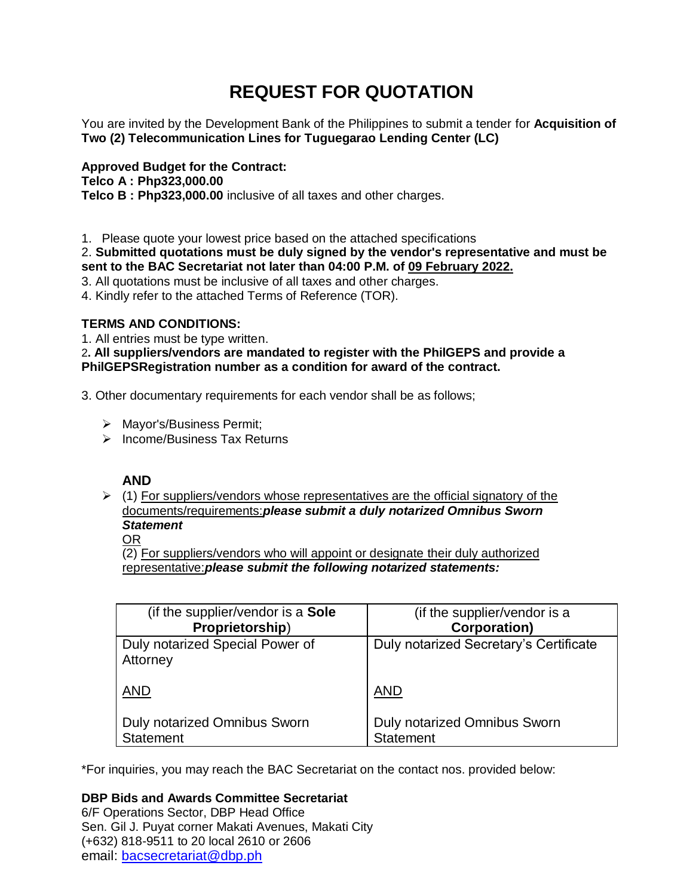# REQUEST FOR QUOTATION

You are invited by the Development Bank of the Philippines to submit a tender for **Acquisition of Two (2) Telecommunication Lines for Tuguegarao Lending Center (LC)**

**Approved Budget for the Contract:**
**Telco A : Php323,000.00**
**Telco B : Php323,000.00** inclusive of all taxes and other charges.

1. Please quote your lowest price based on the attached specifications
2. **Submitted quotations must be duly signed by the vendor's representative and must be sent to the BAC Secretariat not later than 04:00 P.M. of <u>09 February 2022.</u>**
3. All quotations must be inclusive of all taxes and other charges.
4. Kindly refer to the attached Terms of Reference (TOR).

**TERMS AND CONDITIONS:**

1. All entries must be type written.
2. **All suppliers/vendors are mandated to register with the PhilGEPS and provide a PhilGEPSRegistration number as a condition for award of the contract.**

3. Other documentary requirements for each vendor shall be as follows;

- Mayor's/Business Permit;
- Income/Business Tax Returns

**AND**

- (1) <u>For suppliers/vendors whose representatives are the official signatory of the documents/requirements:</u>***please submit a duly notarized Omnibus Sworn Statement***
  <u>OR</u>
  (2) <u>For suppliers/vendors who will appoint or designate their duly authorized representative:</u>***please submit the following notarized statements:***

| (if the supplier/vendor is a **Sole Proprietorship**) | (if the supplier/vendor is a **Corporation)** |
|---|---|
| Duly notarized Special Power of Attorney<br><br><u>AND</u><br><br>Duly notarized Omnibus Sworn Statement | Duly notarized Secretary's Certificate<br><br><u>AND</u><br><br>Duly notarized Omnibus Sworn Statement |

*For inquiries, you may reach the BAC Secretariat on the contact nos. provided below:

**DBP Bids and Awards Committee Secretariat**
6/F Operations Sector, DBP Head Office
Sen. Gil J. Puyat corner Makati Avenues, Makati City
(+632) 818-9511 to 20 local 2610 or 2606
email: bacsecretariat@dbp.ph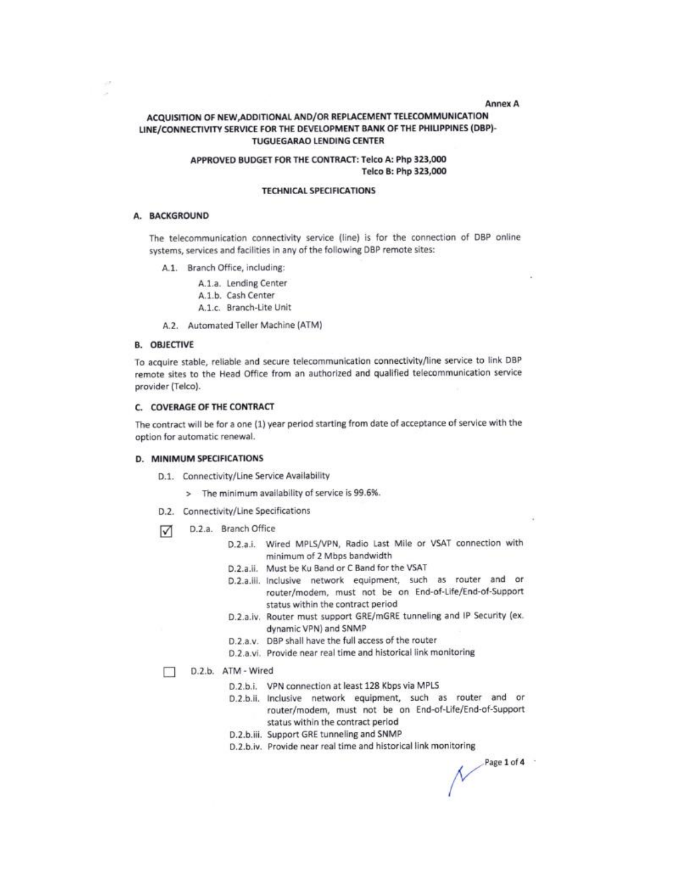Annex A

# ACQUISITION OF NEW,ADDITIONAL AND/OR REPLACEMENT TELECOMMUNICATION LINE/CONNECTIVITY SERVICE FOR THE DEVELOPMENT BANK OF THE PHILIPPINES (DBP)-TUGUEGARAO LENDING CENTER

**APPROVED BUDGET FOR THE CONTRACT: Telco A: Php 323,000**
**Telco B: Php 323,000**

## TECHNICAL SPECIFICATIONS

### A. BACKGROUND

The telecommunication connectivity service (line) is for the connection of DBP online systems, services and facilities in any of the following DBP remote sites:

- A.1. Branch Office, including:
  - A.1.a. Lending Center
  - A.1.b. Cash Center
  - A.1.c. Branch-Lite Unit
- A.2. Automated Teller Machine (ATM)

### B. OBJECTIVE

To acquire stable, reliable and secure telecommunication connectivity/line service to link DBP remote sites to the Head Office from an authorized and qualified telecommunication service provider (Telco).

### C. COVERAGE OF THE CONTRACT

The contract will be for a one (1) year period starting from date of acceptance of service with the option for automatic renewal.

### D. MINIMUM SPECIFICATIONS

- D.1. Connectivity/Line Service Availability
  - > The minimum availability of service is 99.6%.
- D.2. Connectivity/Line Specifications

☑ D.2.a. Branch Office

- D.2.a.i. Wired MPLS/VPN, Radio Last Mile or VSAT connection with minimum of 2 Mbps bandwidth
- D.2.a.ii. Must be Ku Band or C Band for the VSAT
- D.2.a.iii. Inclusive network equipment, such as router and or router/modem, must not be on End-of-Life/End-of-Support status within the contract period
- D.2.a.iv. Router must support GRE/mGRE tunneling and IP Security (ex. dynamic VPN) and SNMP
- D.2.a.v. DBP shall have the full access of the router
- D.2.a.vi. Provide near real time and historical link monitoring

☐ D.2.b. ATM - Wired

- D.2.b.i. VPN connection at least 128 Kbps via MPLS
- D.2.b.ii. Inclusive network equipment, such as router and or router/modem, must not be on End-of-Life/End-of-Support status within the contract period
- D.2.b.iii. Support GRE tunneling and SNMP
- D.2.b.iv. Provide near real time and historical link monitoring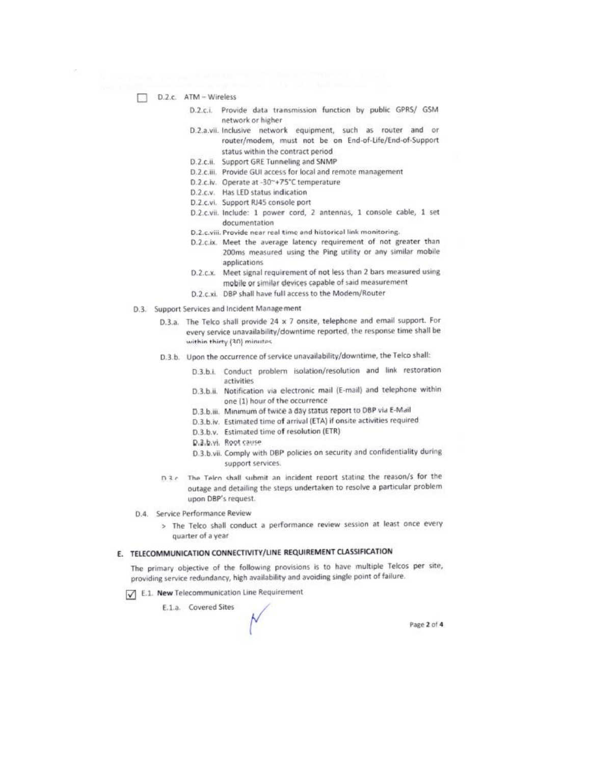☐ D.2.c. ATM – Wireless

- D.2.c.i. Provide data transmission function by public GPRS/ GSM network or higher
- D.2.a.vii. Inclusive network equipment, such as router and or router/modem, must not be on End-of-Life/End-of-Support status within the contract period
- D.2.c.ii. Support GRE Tunneling and SNMP
- D.2.c.iii. Provide GUI access for local and remote management
- D.2.c.iv. Operate at -30~+75°C temperature
- D.2.c.v. Has LED status indication
- D.2.c.vi. Support RJ45 console port
- D.2.c.vii. Include: 1 power cord, 2 antennas, 1 console cable, 1 set documentation
- D.2.c.viii. Provide near real time and historical link monitoring.
- D.2.c.ix. Meet the average latency requirement of not greater than 200ms measured using the Ping utility or any similar mobile applications
- D.2.c.x. Meet signal requirement of not less than 2 bars measured using mobile or similar devices capable of said measurement
- D.2.c.xi. DBP shall have full access to the Modem/Router

D.3. Support Services and Incident Management

- D.3.a. The Telco shall provide 24 x 7 onsite, telephone and email support. For every service unavailability/downtime reported, the response time shall be within thirty (30) minutes
- D.3.b. Upon the occurrence of service unavailability/downtime, the Telco shall:
  - D.3.b.i. Conduct problem isolation/resolution and link restoration activities
  - D.3.b.ii. Notification via electronic mail (E-mail) and telephone within one (1) hour of the occurrence
  - D.3.b.iii. Minimum of twice a day status report to DBP via E-Mail
  - D.3.b.iv. Estimated time of arrival (ETA) if onsite activities required
  - D.3.b.v. Estimated time of resolution (ETR)
  - D.3.b.vi. Root cause
  - D.3.b.vii. Comply with DBP policies on security and confidentiality during support services.
- D.3.c. The Telco shall submit an incident report stating the reason/s for the outage and detailing the steps undertaken to resolve a particular problem upon DBP's request.

D.4. Service Performance Review

> The Telco shall conduct a performance review session at least once every quarter of a year

## E. TELECOMMUNICATION CONNECTIVITY/LINE REQUIREMENT CLASSIFICATION

The primary objective of the following provisions is to have multiple Telcos per site, providing service redundancy, high availability and avoiding single point of failure.

☑ E.1. **New** Telecommunication Line Requirement

E.1.a. Covered Sites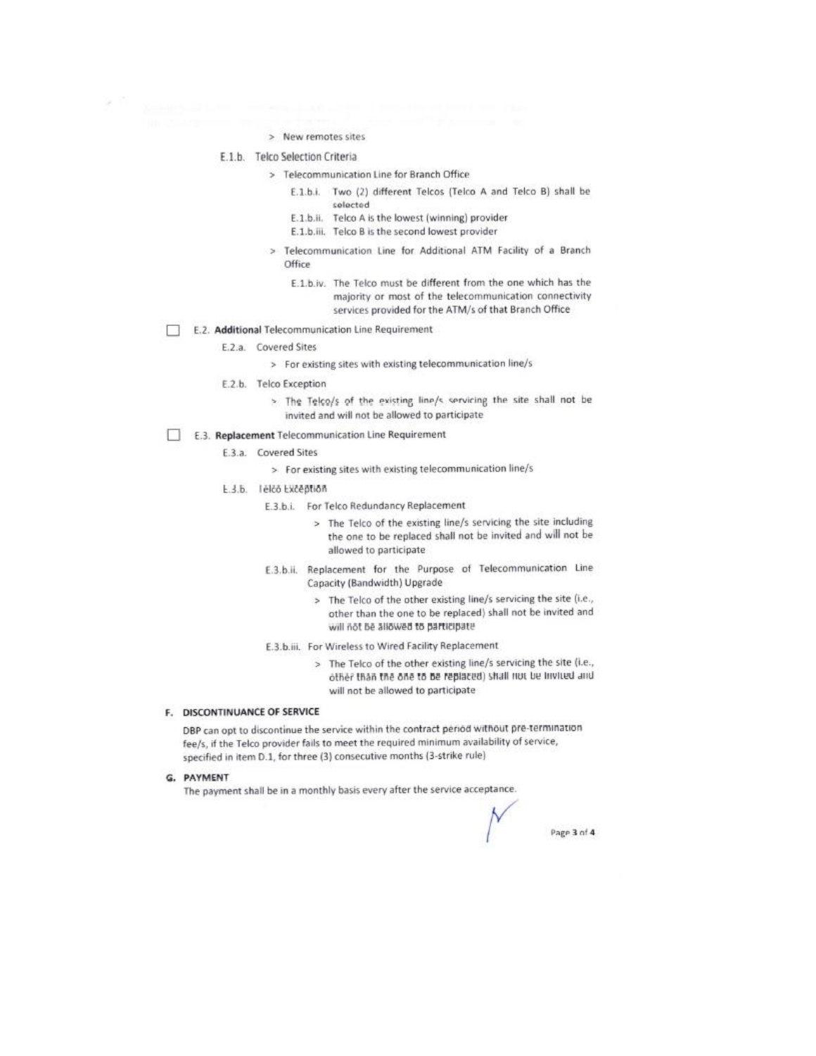> New remotes sites

E.1.b. Telco Selection Criteria

> Telecommunication Line for Branch Office

E.1.b.i. Two (2) different Telcos (Telco A and Telco B) shall be selected

E.1.b.ii. Telco A is the lowest (winning) provider

E.1.b.iii. Telco B is the second lowest provider

> Telecommunication Line for Additional ATM Facility of a Branch Office

E.1.b.iv. The Telco must be different from the one which has the majority or most of the telecommunication connectivity services provided for the ATM/s of that Branch Office

☐ E.2. **Additional** Telecommunication Line Requirement

E.2.a. Covered Sites

> For existing sites with existing telecommunication line/s

E.2.b. Telco Exception

> The Telco/s of the existing line/s servicing the site shall not be invited and will not be allowed to participate

☐ E.3. **Replacement** Telecommunication Line Requirement

E.3.a. Covered Sites

> For existing sites with existing telecommunication line/s

E.3.b. Telco Exception

E.3.b.i. For Telco Redundancy Replacement

> The Telco of the existing line/s servicing the site including the one to be replaced shall not be invited and will not be allowed to participate

E.3.b.ii. Replacement for the Purpose of Telecommunication Line Capacity (Bandwidth) Upgrade

> The Telco of the other existing line/s servicing the site (i.e., other than the one to be replaced) shall not be invited and will not be allowed to participate

E.3.b.iii. For Wireless to Wired Facility Replacement

> The Telco of the other existing line/s servicing the site (i.e., other than the one to be replaced) shall not be invited and will not be allowed to participate

## F. DISCONTINUANCE OF SERVICE

DBP can opt to discontinue the service within the contract period without pre-termination fee/s, if the Telco provider fails to meet the required minimum availability of service, specified in item D.1, for three (3) consecutive months (3-strike rule)

## G. PAYMENT

The payment shall be in a monthly basis every after the service acceptance.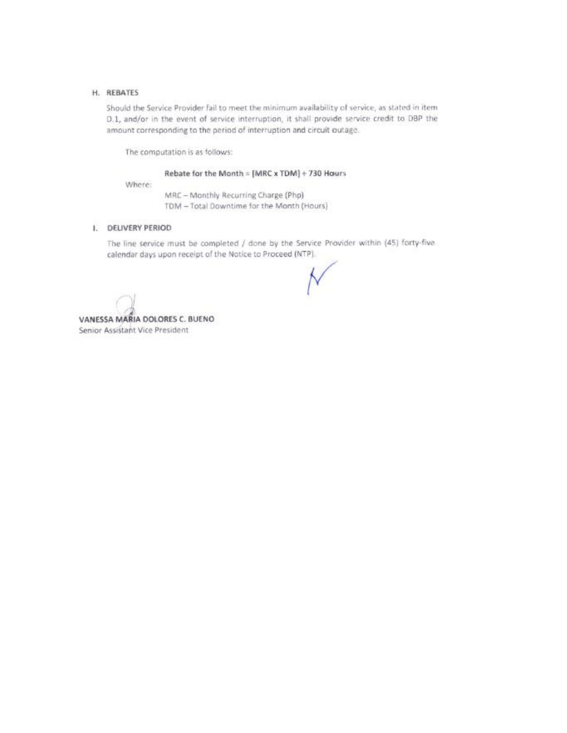## H. REBATES

Should the Service Provider fail to meet the minimum availability of service, as stated in item D.1, and/or in the event of service interruption, it shall provide service credit to DBP the amount corresponding to the period of interruption and circuit outage.

The computation is as follows:

**Rebate for the Month = [MRC x TDM] ÷ 730 Hours**

Where:

MRC – Monthly Recurring Charge (Php)
TDM – Total Downtime for the Month (Hours)

## I. DELIVERY PERIOD

The line service must be completed / done by the Service Provider within (45) forty-five calendar days upon receipt of the Notice to Proceed (NTP).

**VANESSA MARIA DOLORES C. BUENO**
Senior Assistant Vice President